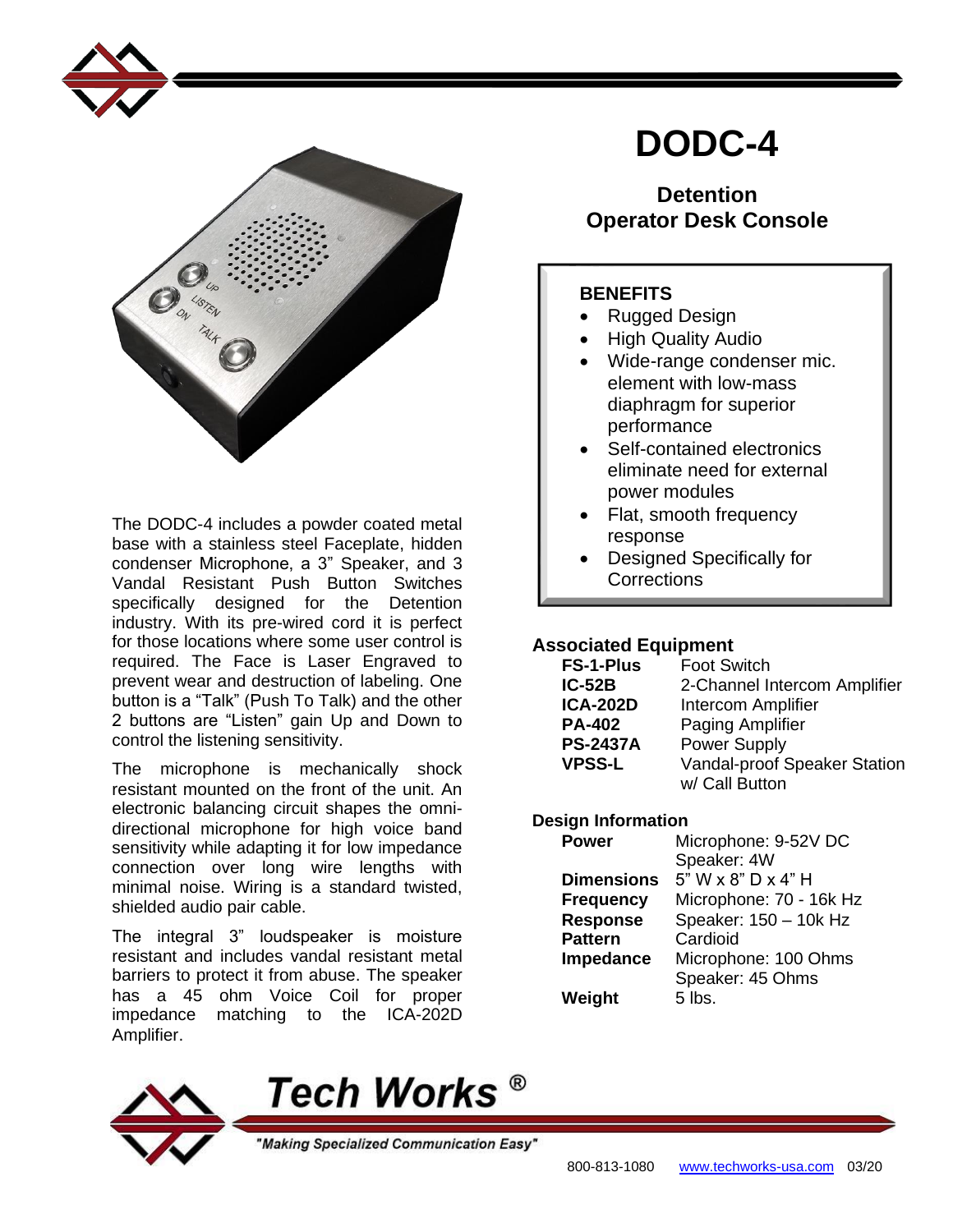# DODC-4

## Detention Operator Desk Console

The DODC-4 includes a powder coated metal base with a stainless steel Faceplate, hidden condenser Microphone, a 3" Speaker, and 3 Vandal Resistant Push Button Switches specifically designed for the Detention industry. With its pre-wired cord it is perfect for those locations where some user control is required. The Face is Laser Engraved to prevent wear and destruction of labeling. One button is a "Talk" (Push To Talk) and the other 2 buttons are "Listen" gain Up and Down to control the listening sensitivity.

The microphone is mechanically shock resistant mounted on the front of the unit. An electronic balancing circuit shapes the omni-directional microphone for high voice band sensitivity while adapting it for low impedance connection over long wire lengths with minimal noise. Wiring is a standard twisted, shielded audio pair cable.

The integral 3" loudspeaker is moisture resistant and includes vandal resistant metal barriers to protect it from abuse. The speaker has a 45 ohm Voice Coil for proper impedance matching to the ICA-202D Amplifier.

### BENEFITS

- Rugged Design
- High Quality Audio
- Wide-range condenser mic. element with low-mass diaphragm for superior performance
- Self-contained electronics eliminate need for external power modules
- Flat, smooth frequency response
- Designed Specifically for Corrections

### Associated Equipment

| | |
|---|---|
| **FS-1-Plus** | Foot Switch |
| **IC-52B** | 2-Channel Intercom Amplifier |
| **ICA-202D** | Intercom Amplifier |
| **PA-402** | Paging Amplifier |
| **PS-2437A** | Power Supply |
| **VPSS-L** | Vandal-proof Speaker Station w/ Call Button |

### Design Information

| | |
|---|---|
| **Power** | Microphone: 9-52V DC<br>Speaker: 4W |
| **Dimensions** | 5" W x 8" D x 4" H |
| **Frequency Response** | Microphone: 70 - 16k Hz<br>Speaker: 150 – 10k Hz |
| **Pattern** | Cardioid |
| **Impedance** | Microphone: 100 Ohms<br>Speaker: 45 Ohms |
| **Weight** | 5 lbs. |

**Tech Works ®**

*"Making Specialized Communication Easy"*

800-813-1080 www.techworks-usa.com 03/20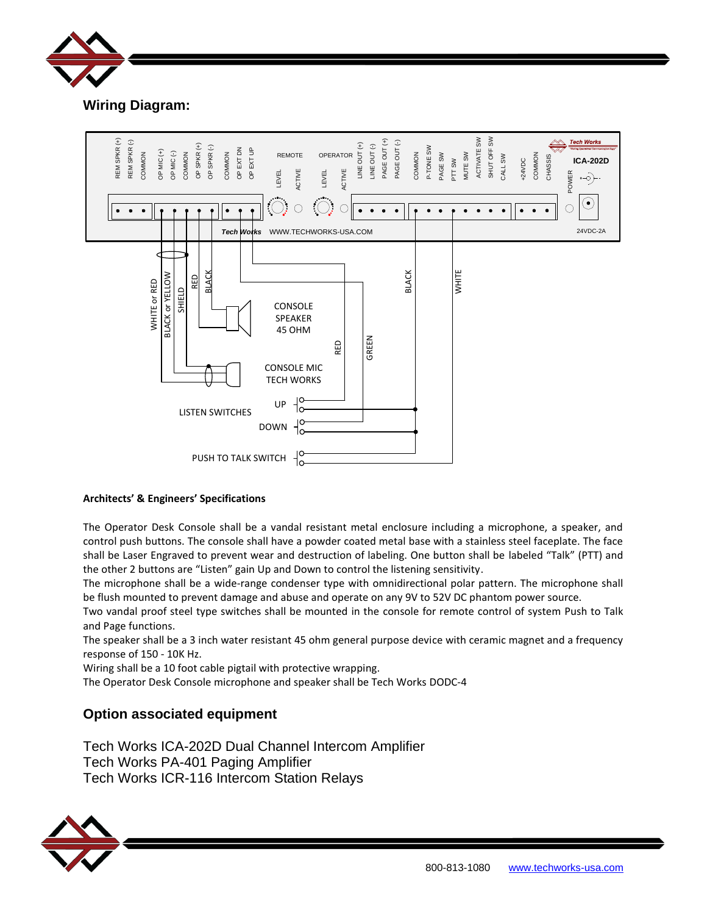## Wiring Diagram:

REM SPKR (+)
REM SPKR (-)
COMMON
OP MIC (+)
OP MIC (-)
COMMON
OP SPKR (+)
OP SPKR (-)
COMMON
OP EXT DN
OP EXT UP
REMOTE
LEVEL
ACTIVE
OPERATOR
LEVEL
ACTIVE
LINE OUT (+)
LINE OUT (-)
PAGE OUT (+)
PAGE OUT (-)
COMMON
P-TONE SW
PAGE SW
PTT SW
MUTE SW
ACTIVATE SW
SHUT OFF SW
CALL SW
+24VDC
COMMON
CHASSIS
Tech Works
ICA-202D
POWER
Tech Works WWW.TECHWORKS-USA.COM
24VDC-2A

WHITE or RED
BLACK or YELLOW
SHIELD
RED
BLACK
CONSOLE SPEAKER 45 OHM
CONSOLE MIC TECH WORKS
RED
GREEN
BLACK
WHITE
LISTEN SWITCHES
UP
DOWN
PUSH TO TALK SWITCH

**Architects' & Engineers' Specifications**

The Operator Desk Console shall be a vandal resistant metal enclosure including a microphone, a speaker, and control push buttons. The console shall have a powder coated metal base with a stainless steel faceplate. The face shall be Laser Engraved to prevent wear and destruction of labeling. One button shall be labeled "Talk" (PTT) and the other 2 buttons are "Listen" gain Up and Down to control the listening sensitivity.
The microphone shall be a wide-range condenser type with omnidirectional polar pattern. The microphone shall be flush mounted to prevent damage and abuse and operate on any 9V to 52V DC phantom power source.
Two vandal proof steel type switches shall be mounted in the console for remote control of system Push to Talk and Page functions.
The speaker shall be a 3 inch water resistant 45 ohm general purpose device with ceramic magnet and a frequency response of 150 - 10K Hz.
Wiring shall be a 10 foot cable pigtail with protective wrapping.
The Operator Desk Console microphone and speaker shall be Tech Works DODC-4

## Option associated equipment

Tech Works ICA-202D Dual Channel Intercom Amplifier
Tech Works PA-401 Paging Amplifier
Tech Works ICR-116 Intercom Station Relays

800-813-1080 www.techworks-usa.com